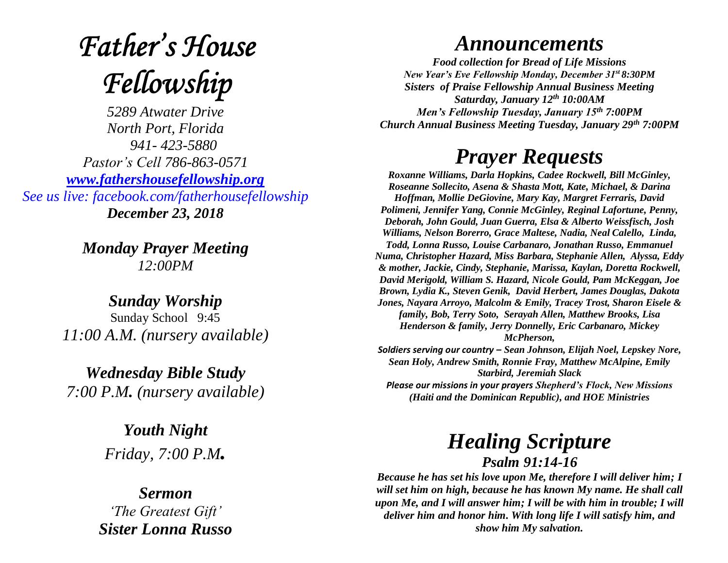# *Father's House Fellowship*

*5289 Atwater Drive*
*North Port, Florida*
*941- 423-5880*
*Pastor's Cell 786-863-0571*
*www.fathershousefellowship.org*
*See us live: facebook.com/fatherhousefellowship*
***December 23, 2018***

***Monday Prayer Meeting***
*12:00PM*

***Sunday Worship***
Sunday School 9:45
*11:00 A.M. (nursery available)*

***Wednesday Bible Study***
*7:00 P.M. (nursery available)*

***Youth Night***
*Friday, 7:00 P.M.*

***Sermon***
*'The Greatest Gift'*
***Sister Lonna Russo***

# *Announcements*

***Food collection for Bread of Life Missions***
***New Year's Eve Fellowship Monday, December 31st 8:30PM***
***Sisters of Praise Fellowship Annual Business Meeting Saturday, January 12th 10:00AM***
***Men's Fellowship Tuesday, January 15th 7:00PM***
***Church Annual Business Meeting Tuesday, January 29th 7:00PM***

# *Prayer Requests*

***Roxanne Williams, Darla Hopkins, Cadee Rockwell, Bill McGinley, Roseanne Sollecito, Asena & Shasta Mott, Kate, Michael, & Darina Hoffman, Mollie DeGiovine, Mary Kay, Margret Ferraris, David Polimeni, Jennifer Yang, Connie McGinley, Reginal Lafortune, Penny, Deborah, John Gould, Juan Guerra, Elsa & Alberto Weissfisch, Josh Williams, Nelson Borerro, Grace Maltese, Nadia, Neal Calello, Linda, Todd, Lonna Russo, Louise Carbanaro, Jonathan Russo, Emmanuel Numa, Christopher Hazard, Miss Barbara, Stephanie Allen, Alyssa, Eddy & mother, Jackie, Cindy, Stephanie, Marissa, Kaylan, Doretta Rockwell, David Merigold, William S. Hazard, Nicole Gould, Pam McKeggan, Joe Brown, Lydia K., Steven Genik, David Herbert, James Douglas, Dakota Jones, Nayara Arroyo, Malcolm & Emily, Tracey Trost, Sharon Eisele & family, Bob, Terry Soto, Serayah Allen, Matthew Brooks, Lisa Henderson & family, Jerry Donnelly, Eric Carbanaro, Mickey McPherson,***

***Soldiers serving our country – Sean Johnson, Elijah Noel, Lepskey Nore, Sean Holy, Andrew Smith, Ronnie Fray, Matthew McAlpine, Emily Starbird, Jeremiah Slack***

***Please our missions in your prayers Shepherd's Flock, New Missions (Haiti and the Dominican Republic), and HOE Ministries***

# *Healing Scripture*

## *Psalm 91:14-16*

***Because he has set his love upon Me, therefore I will deliver him; I will set him on high, because he has known My name. He shall call upon Me, and I will answer him; I will be with him in trouble; I will deliver him and honor him. With long life I will satisfy him, and show him My salvation.***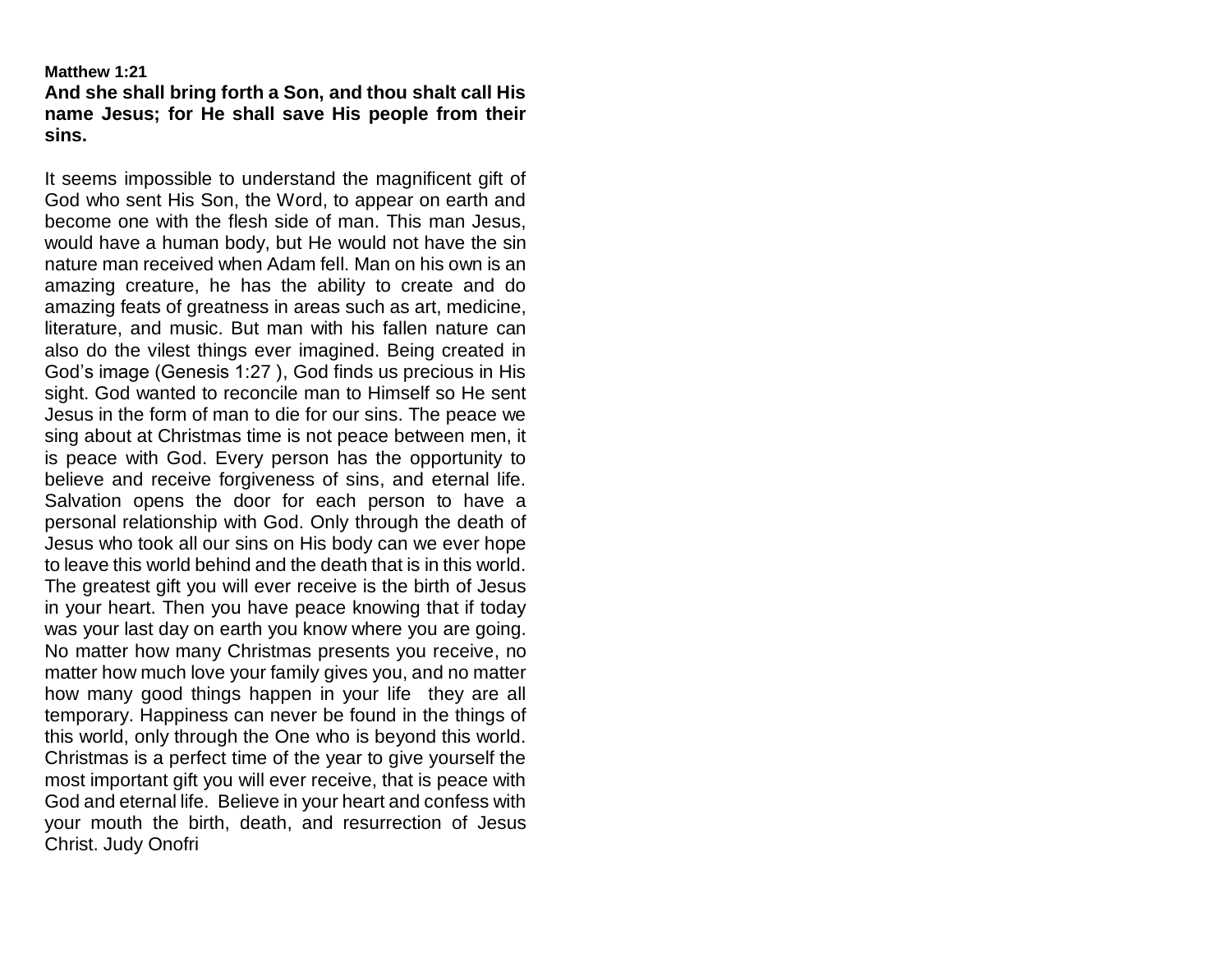**Matthew 1:21**

**And she shall bring forth a Son, and thou shalt call His name Jesus; for He shall save His people from their sins.**

It seems impossible to understand the magnificent gift of God who sent His Son, the Word, to appear on earth and become one with the flesh side of man. This man Jesus, would have a human body, but He would not have the sin nature man received when Adam fell. Man on his own is an amazing creature, he has the ability to create and do amazing feats of greatness in areas such as art, medicine, literature, and music. But man with his fallen nature can also do the vilest things ever imagined. Being created in God's image (Genesis 1:27 ), God finds us precious in His sight. God wanted to reconcile man to Himself so He sent Jesus in the form of man to die for our sins. The peace we sing about at Christmas time is not peace between men, it is peace with God. Every person has the opportunity to believe and receive forgiveness of sins, and eternal life. Salvation opens the door for each person to have a personal relationship with God. Only through the death of Jesus who took all our sins on His body can we ever hope to leave this world behind and the death that is in this world. The greatest gift you will ever receive is the birth of Jesus in your heart. Then you have peace knowing that if today was your last day on earth you know where you are going. No matter how many Christmas presents you receive, no matter how much love your family gives you, and no matter how many good things happen in your life they are all temporary. Happiness can never be found in the things of this world, only through the One who is beyond this world. Christmas is a perfect time of the year to give yourself the most important gift you will ever receive, that is peace with God and eternal life. Believe in your heart and confess with your mouth the birth, death, and resurrection of Jesus Christ. Judy Onofri